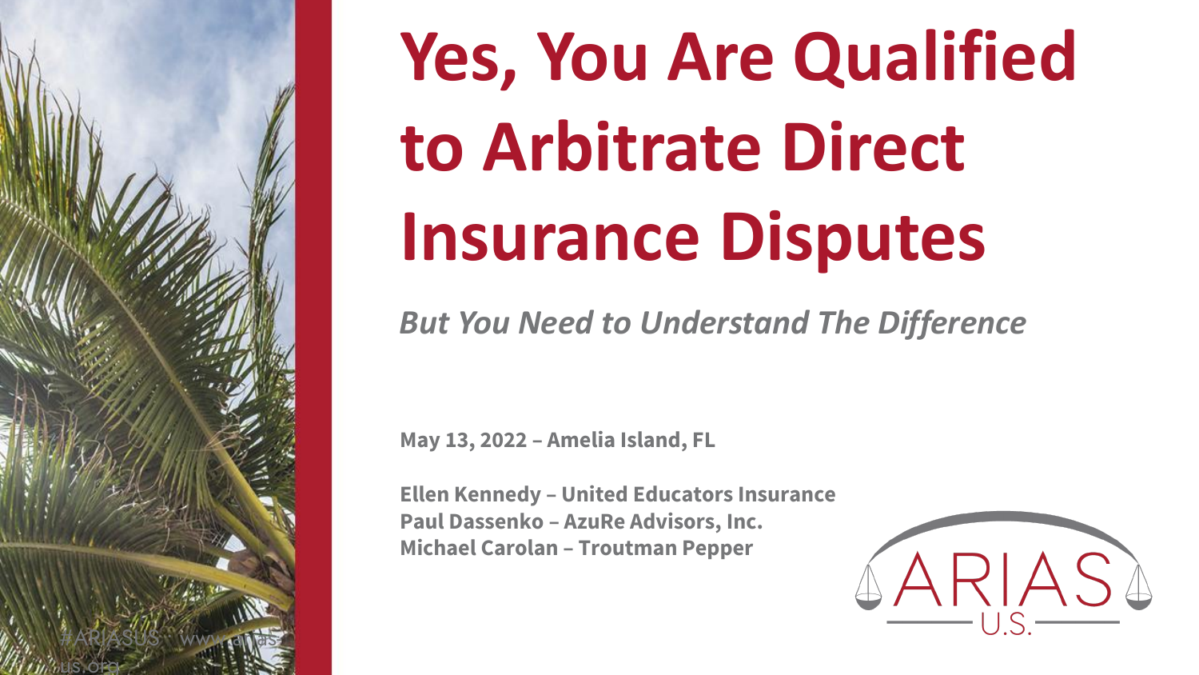# Yes, You Are Qualified to Arbitrate Direct Insurance Disputes

*But You Need to Understand The Difference*

**May 13, 2022 – Amelia Island, FL**

**Ellen Kennedy – United Educators Insurance**
**Paul Dassenko – AzuRe Advisors, Inc.**
**Michael Carolan – Troutman Pepper**

ARIAS U.S.

#ARIASUS www.arias-us.org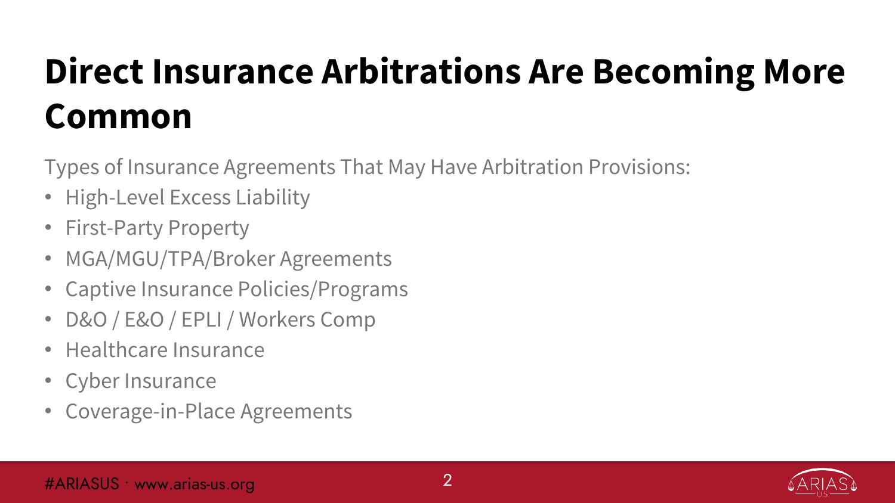# Direct Insurance Arbitrations Are Becoming More Common

Types of Insurance Agreements That May Have Arbitration Provisions:

- High-Level Excess Liability
- First-Party Property
- MGA/MGU/TPA/Broker Agreements
- Captive Insurance Policies/Programs
- D&O / E&O / EPLI / Workers Comp
- Healthcare Insurance
- Cyber Insurance
- Coverage-in-Place Agreements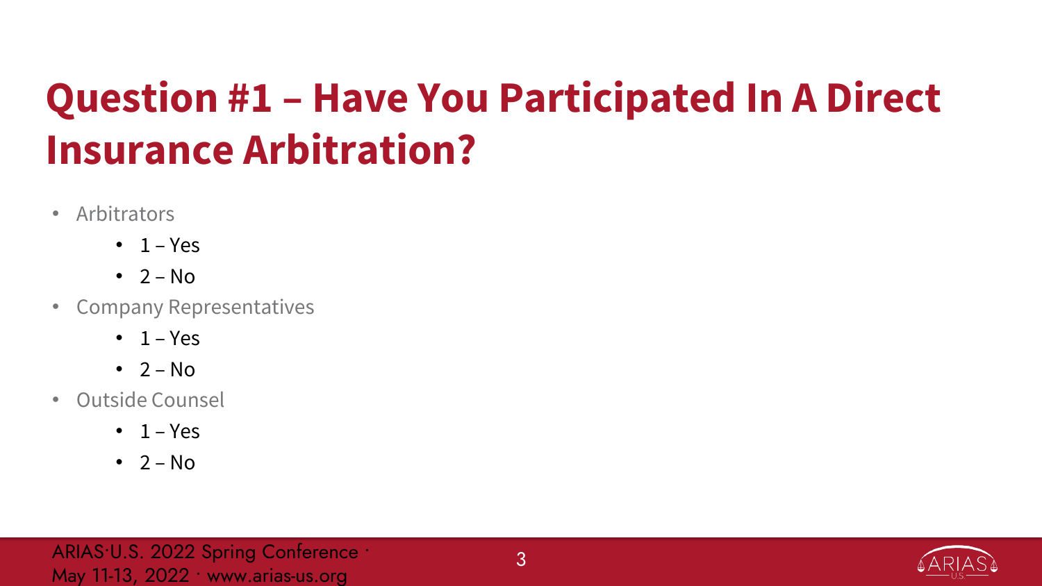# Question #1 – Have You Participated In A Direct Insurance Arbitration?

- Arbitrators
  - 1 – Yes
  - 2 – No
- Company Representatives
  - 1 – Yes
  - 2 – No
- Outside Counsel
  - 1 – Yes
  - 2 – No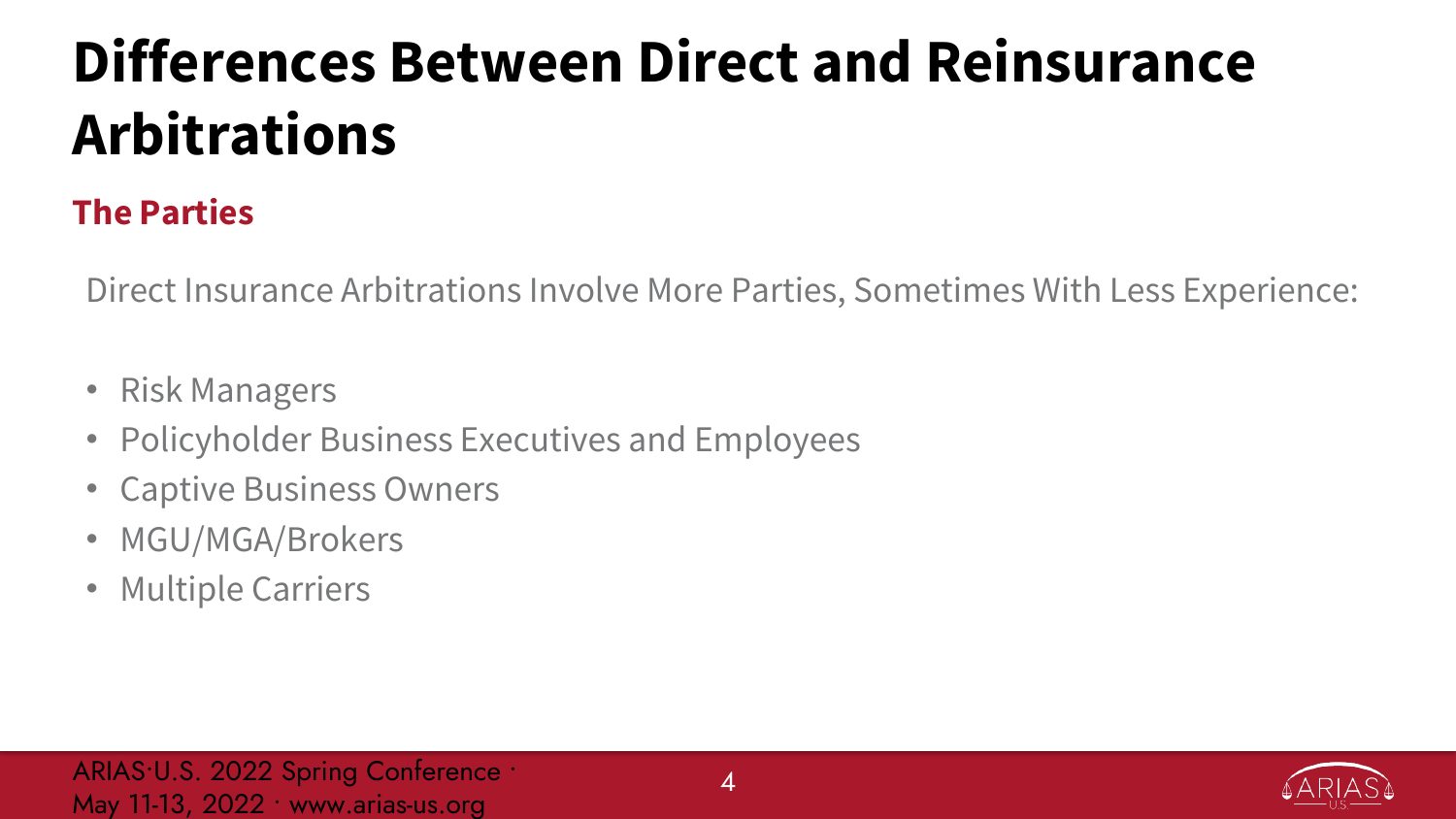# Differences Between Direct and Reinsurance Arbitrations

## The Parties

Direct Insurance Arbitrations Involve More Parties, Sometimes With Less Experience:

- Risk Managers
- Policyholder Business Executives and Employees
- Captive Business Owners
- MGU/MGA/Brokers
- Multiple Carriers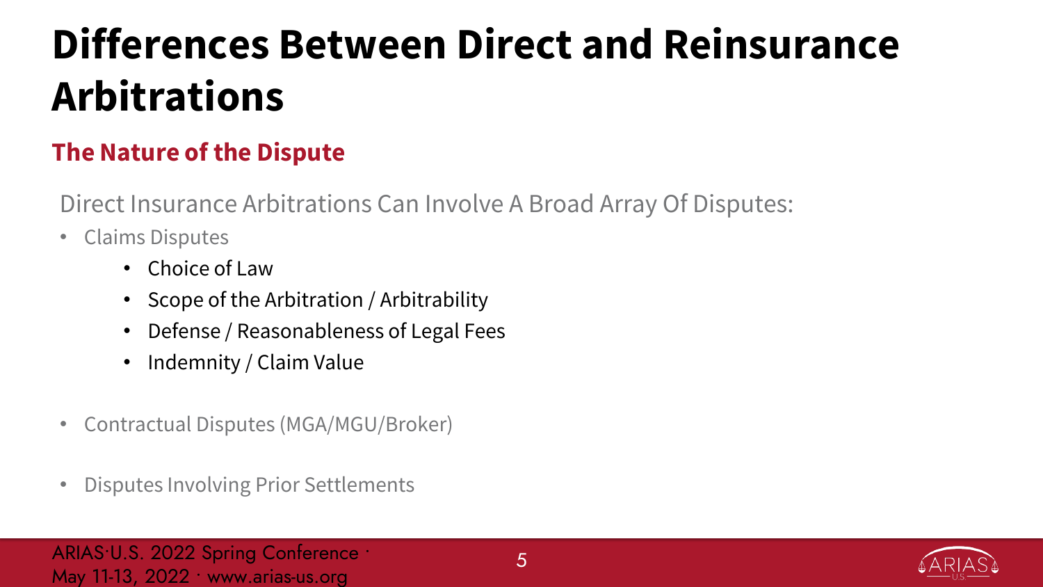# Differences Between Direct and Reinsurance Arbitrations

## The Nature of the Dispute

Direct Insurance Arbitrations Can Involve A Broad Array Of Disputes:

- Claims Disputes
  - Choice of Law
  - Scope of the Arbitration / Arbitrability
  - Defense / Reasonableness of Legal Fees
  - Indemnity / Claim Value
- Contractual Disputes (MGA/MGU/Broker)
- Disputes Involving Prior Settlements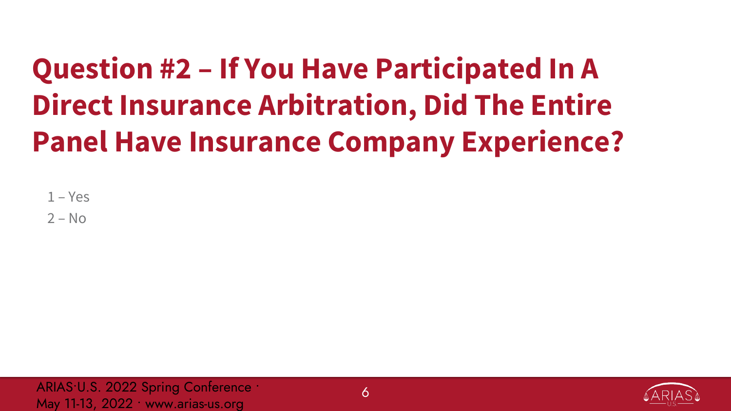# Question #2 – If You Have Participated In A Direct Insurance Arbitration, Did The Entire Panel Have Insurance Company Experience?

1 – Yes

2 – No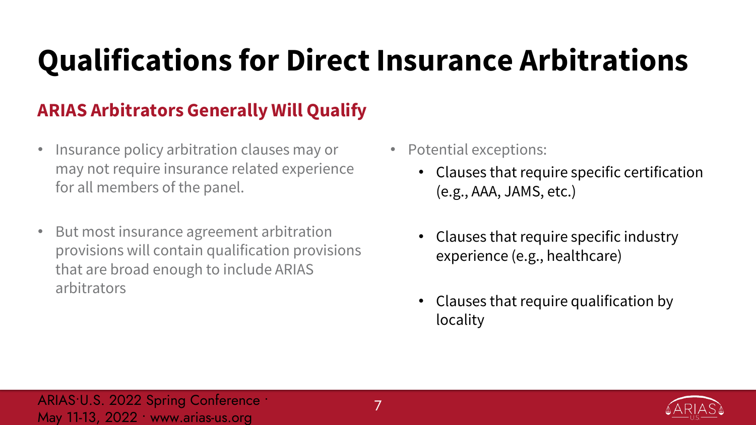# Qualifications for Direct Insurance Arbitrations

## ARIAS Arbitrators Generally Will Qualify

- Insurance policy arbitration clauses may or may not require insurance related experience for all members of the panel.
- But most insurance agreement arbitration provisions will contain qualification provisions that are broad enough to include ARIAS arbitrators

- Potential exceptions:
  - Clauses that require specific certification (e.g., AAA, JAMS, etc.)
  - Clauses that require specific industry experience (e.g., healthcare)
  - Clauses that require qualification by locality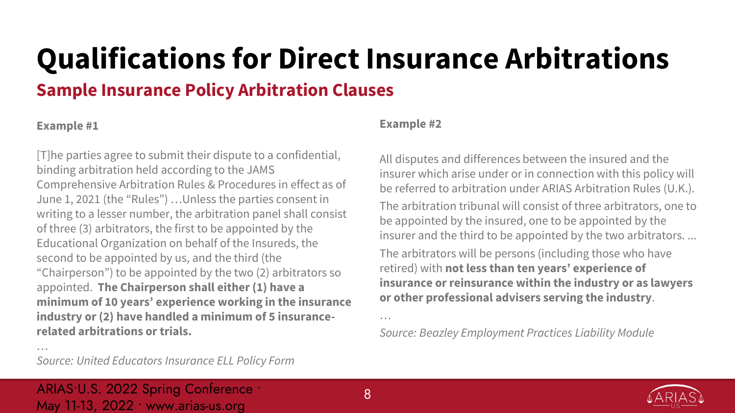# Qualifications for Direct Insurance Arbitrations

## Sample Insurance Policy Arbitration Clauses

### Example #1

[T]he parties agree to submit their dispute to a confidential, binding arbitration held according to the JAMS Comprehensive Arbitration Rules & Procedures in effect as of June 1, 2021 (the "Rules") …Unless the parties consent in writing to a lesser number, the arbitration panel shall consist of three (3) arbitrators, the first to be appointed by the Educational Organization on behalf of the Insureds, the second to be appointed by us, and the third (the "Chairperson") to be appointed by the two (2) arbitrators so appointed. **The Chairperson shall either (1) have a minimum of 10 years' experience working in the insurance industry or (2) have handled a minimum of 5 insurance-related arbitrations or trials.**

…

*Source: United Educators Insurance ELL Policy Form*

### Example #2

All disputes and differences between the insured and the insurer which arise under or in connection with this policy will be referred to arbitration under ARIAS Arbitration Rules (U.K.).

The arbitration tribunal will consist of three arbitrators, one to be appointed by the insured, one to be appointed by the insurer and the third to be appointed by the two arbitrators. ...

The arbitrators will be persons (including those who have retired) with **not less than ten years' experience of insurance or reinsurance within the industry or as lawyers or other professional advisers serving the industry**.

…

*Source: Beazley Employment Practices Liability Module*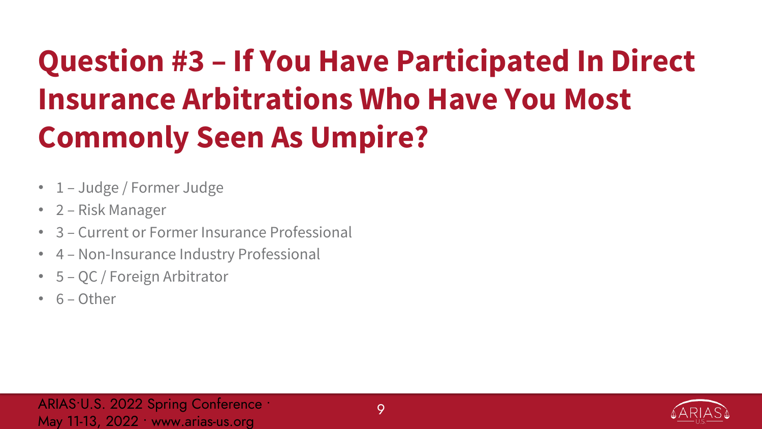# Question #3 – If You Have Participated In Direct Insurance Arbitrations Who Have You Most Commonly Seen As Umpire?

- 1 – Judge / Former Judge
- 2 – Risk Manager
- 3 – Current or Former Insurance Professional
- 4 – Non-Insurance Industry Professional
- 5 – QC / Foreign Arbitrator
- 6 – Other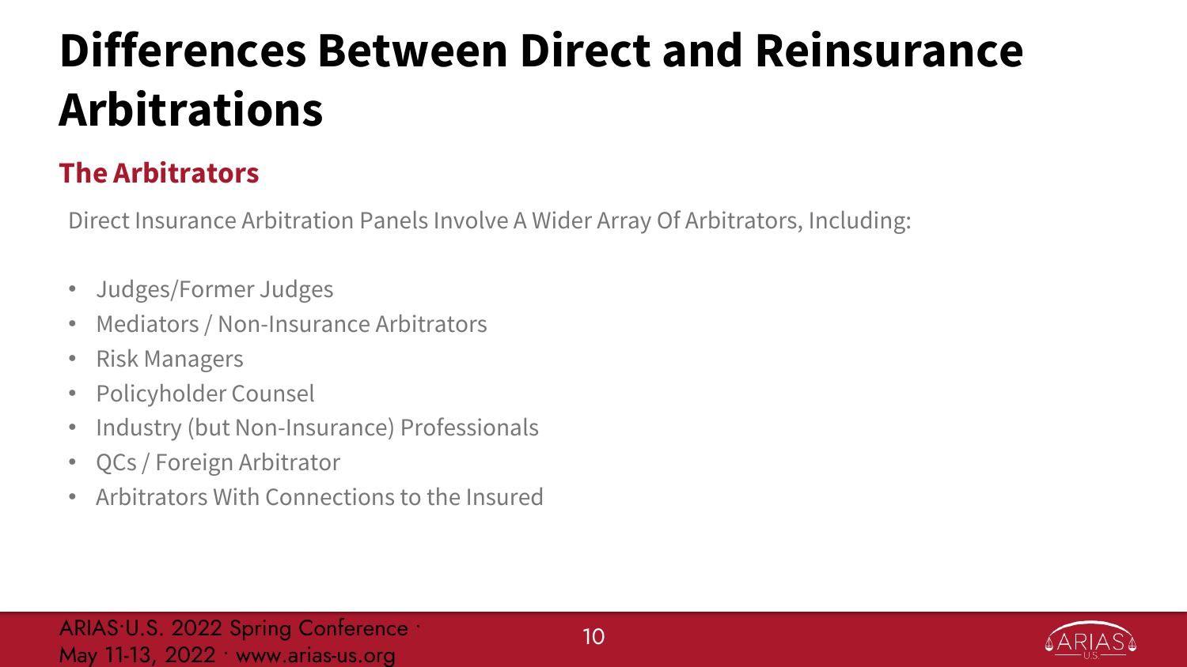# Differences Between Direct and Reinsurance Arbitrations

## The Arbitrators

Direct Insurance Arbitration Panels Involve A Wider Array Of Arbitrators, Including:

- Judges/Former Judges
- Mediators / Non-Insurance Arbitrators
- Risk Managers
- Policyholder Counsel
- Industry (but Non-Insurance) Professionals
- QCs / Foreign Arbitrator
- Arbitrators With Connections to the Insured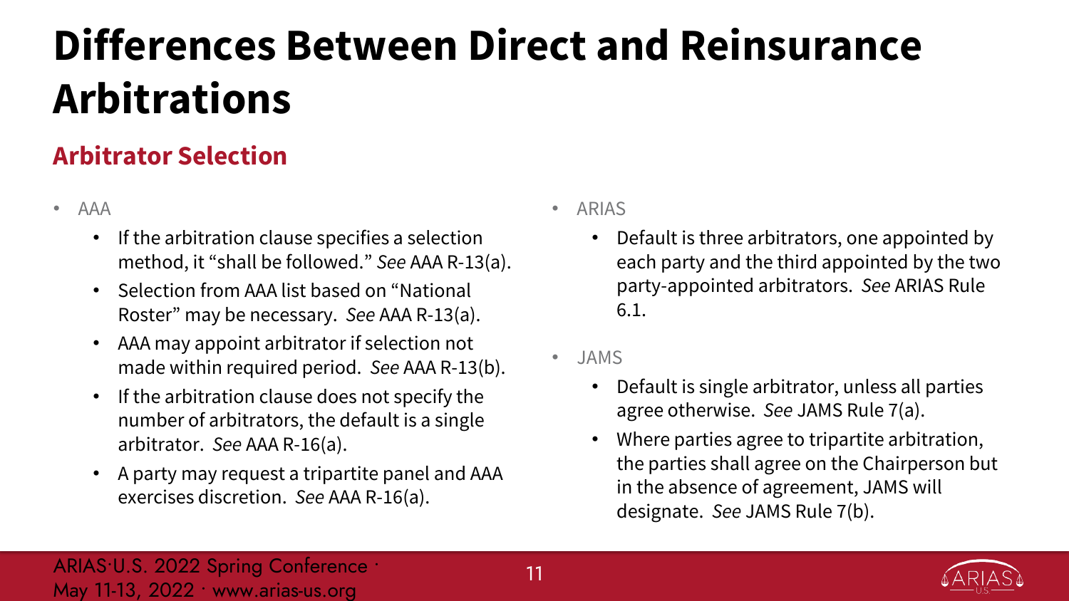# Differences Between Direct and Reinsurance Arbitrations

## Arbitrator Selection

- AAA
  - If the arbitration clause specifies a selection method, it "shall be followed." *See* AAA R-13(a).
  - Selection from AAA list based on "National Roster" may be necessary. *See* AAA R-13(a).
  - AAA may appoint arbitrator if selection not made within required period. *See* AAA R-13(b).
  - If the arbitration clause does not specify the number of arbitrators, the default is a single arbitrator. *See* AAA R-16(a).
  - A party may request a tripartite panel and AAA exercises discretion. *See* AAA R-16(a).
- ARIAS
  - Default is three arbitrators, one appointed by each party and the third appointed by the two party-appointed arbitrators. *See* ARIAS Rule 6.1.
- JAMS
  - Default is single arbitrator, unless all parties agree otherwise. *See* JAMS Rule 7(a).
  - Where parties agree to tripartite arbitration, the parties shall agree on the Chairperson but in the absence of agreement, JAMS will designate. *See* JAMS Rule 7(b).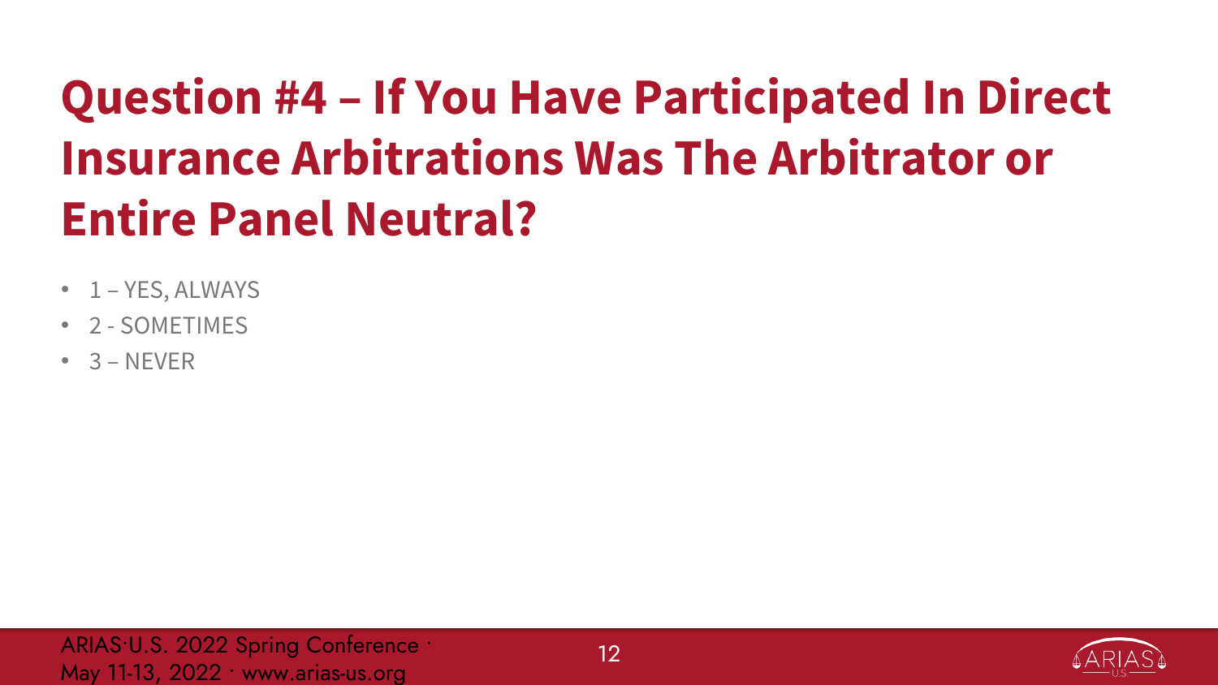# Question #4 – If You Have Participated In Direct Insurance Arbitrations Was The Arbitrator or Entire Panel Neutral?

- 1 – YES, ALWAYS
- 2 - SOMETIMES
- 3 – NEVER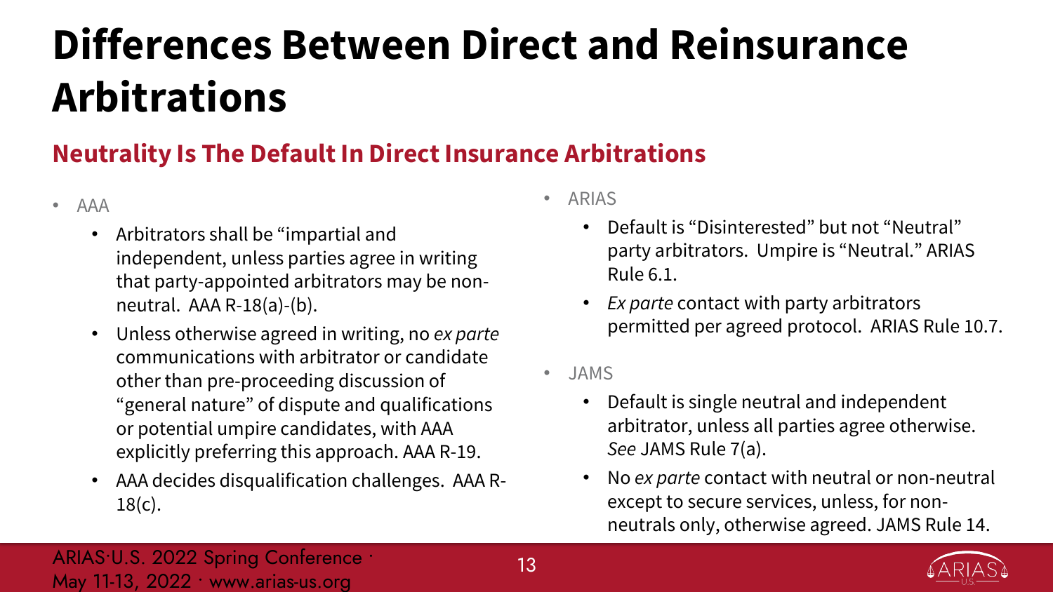# Differences Between Direct and Reinsurance Arbitrations

## Neutrality Is The Default In Direct Insurance Arbitrations

- AAA
  - Arbitrators shall be "impartial and independent, unless parties agree in writing that party-appointed arbitrators may be non-neutral. AAA R-18(a)-(b).
  - Unless otherwise agreed in writing, no *ex parte* communications with arbitrator or candidate other than pre-proceeding discussion of "general nature" of dispute and qualifications or potential umpire candidates, with AAA explicitly preferring this approach. AAA R-19.
  - AAA decides disqualification challenges. AAA R-18(c).
- ARIAS
  - Default is "Disinterested" but not "Neutral" party arbitrators. Umpire is "Neutral." ARIAS Rule 6.1.
  - *Ex parte* contact with party arbitrators permitted per agreed protocol. ARIAS Rule 10.7.
- JAMS
  - Default is single neutral and independent arbitrator, unless all parties agree otherwise. *See* JAMS Rule 7(a).
  - No *ex parte* contact with neutral or non-neutral except to secure services, unless, for non-neutrals only, otherwise agreed. JAMS Rule 14.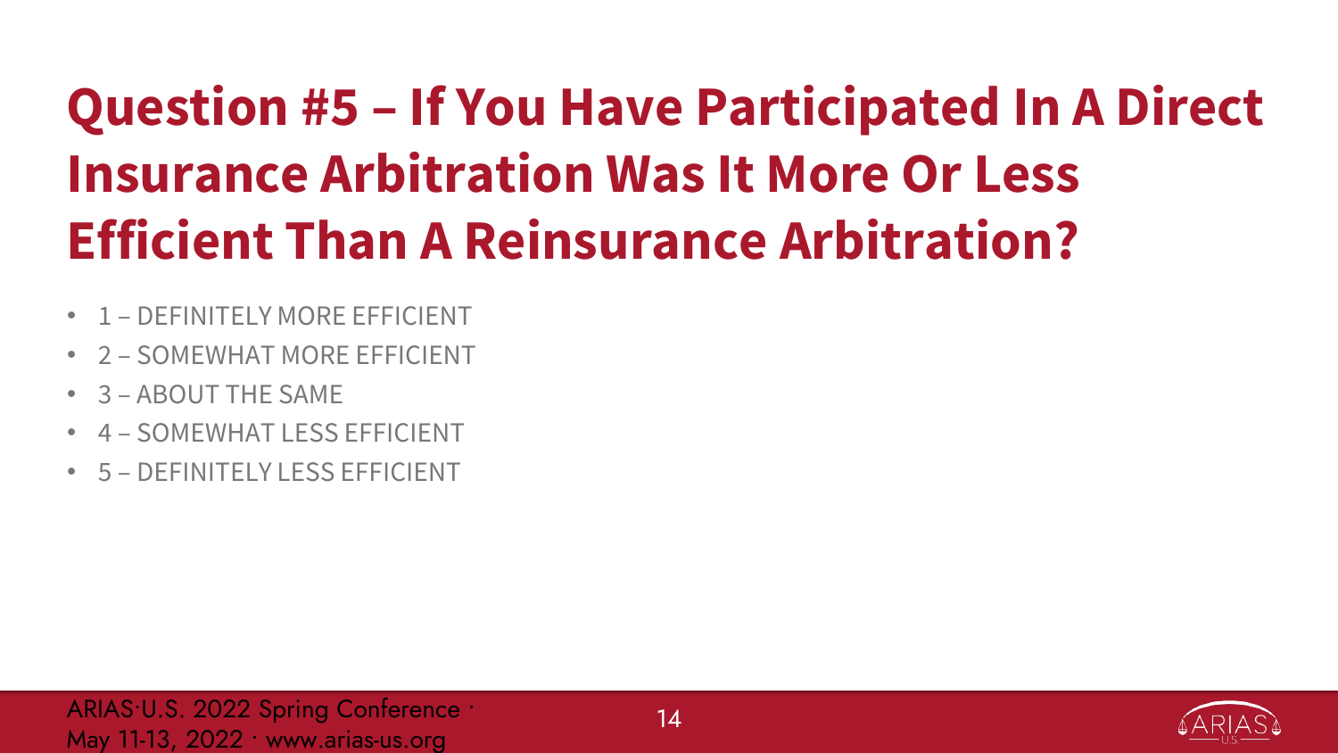# Question #5 – If You Have Participated In A Direct Insurance Arbitration Was It More Or Less Efficient Than A Reinsurance Arbitration?

- 1 – DEFINITELY MORE EFFICIENT
- 2 – SOMEWHAT MORE EFFICIENT
- 3 – ABOUT THE SAME
- 4 – SOMEWHAT LESS EFFICIENT
- 5 – DEFINITELY LESS EFFICIENT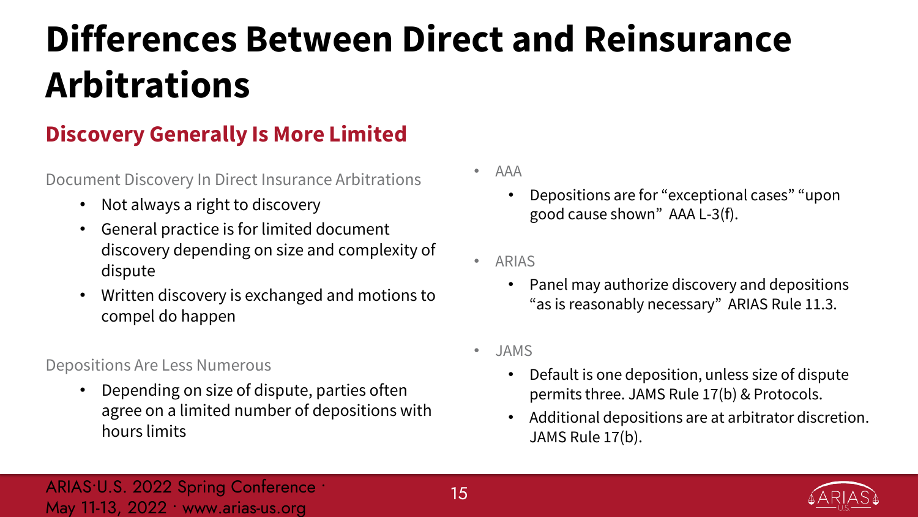# Differences Between Direct and Reinsurance Arbitrations

## Discovery Generally Is More Limited

### Document Discovery In Direct Insurance Arbitrations

- Not always a right to discovery
- General practice is for limited document discovery depending on size and complexity of dispute
- Written discovery is exchanged and motions to compel do happen

### Depositions Are Less Numerous

- Depending on size of dispute, parties often agree on a limited number of depositions with hours limits

- AAA
  - Depositions are for "exceptional cases" "upon good cause shown" AAA L-3(f).
- ARIAS
  - Panel may authorize discovery and depositions "as is reasonably necessary" ARIAS Rule 11.3.
- JAMS
  - Default is one deposition, unless size of dispute permits three. JAMS Rule 17(b) & Protocols.
  - Additional depositions are at arbitrator discretion. JAMS Rule 17(b).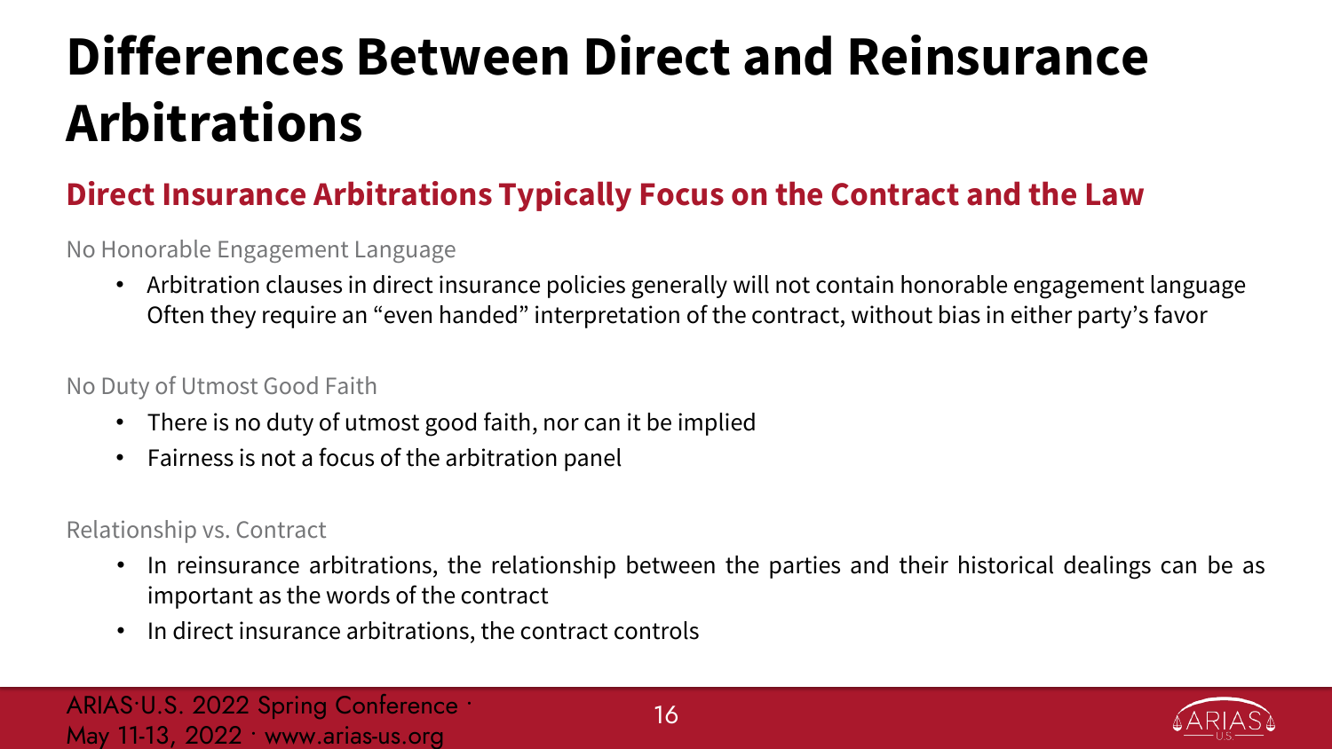# Differences Between Direct and Reinsurance Arbitrations

## Direct Insurance Arbitrations Typically Focus on the Contract and the Law

No Honorable Engagement Language

- Arbitration clauses in direct insurance policies generally will not contain honorable engagement language Often they require an "even handed" interpretation of the contract, without bias in either party's favor

No Duty of Utmost Good Faith

- There is no duty of utmost good faith, nor can it be implied
- Fairness is not a focus of the arbitration panel

Relationship vs. Contract

- In reinsurance arbitrations, the relationship between the parties and their historical dealings can be as important as the words of the contract
- In direct insurance arbitrations, the contract controls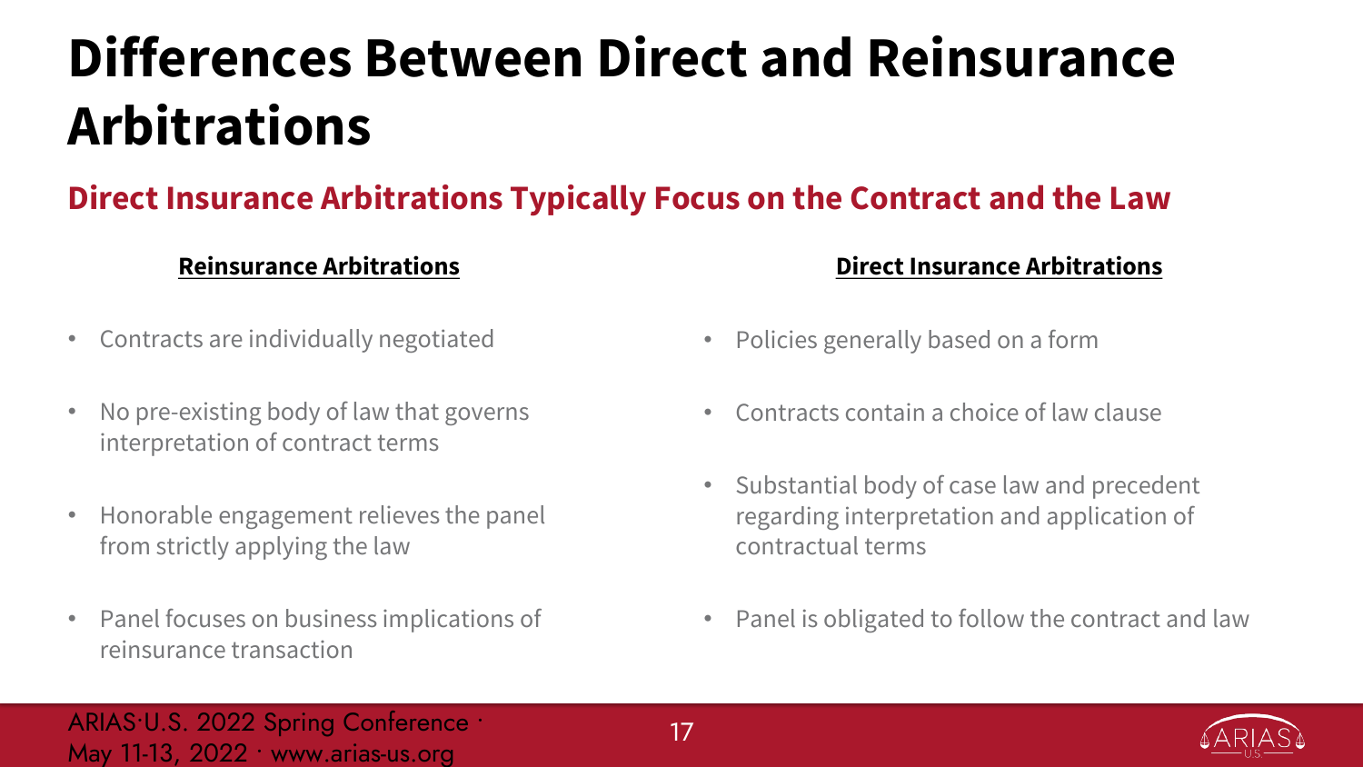# Differences Between Direct and Reinsurance Arbitrations

## Direct Insurance Arbitrations Typically Focus on the Contract and the Law

**Reinsurance Arbitrations**

- Contracts are individually negotiated
- No pre-existing body of law that governs interpretation of contract terms
- Honorable engagement relieves the panel from strictly applying the law
- Panel focuses on business implications of reinsurance transaction

**Direct Insurance Arbitrations**

- Policies generally based on a form
- Contracts contain a choice of law clause
- Substantial body of case law and precedent regarding interpretation and application of contractual terms
- Panel is obligated to follow the contract and law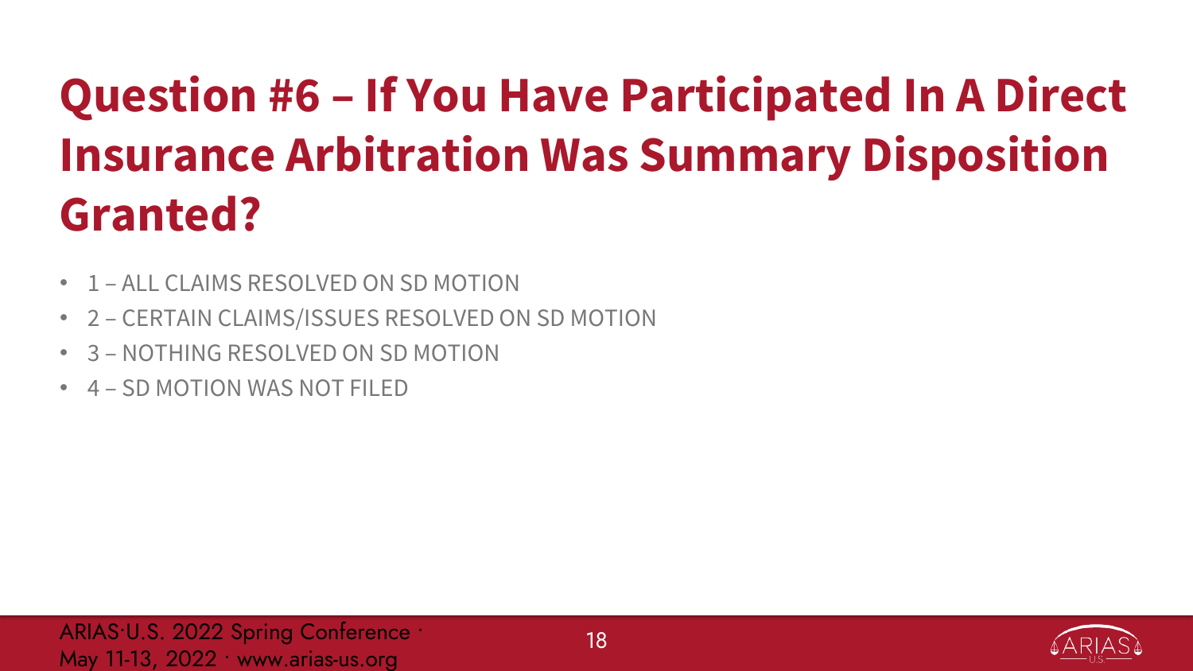# Question #6 – If You Have Participated In A Direct Insurance Arbitration Was Summary Disposition Granted?

- 1 – ALL CLAIMS RESOLVED ON SD MOTION
- 2 – CERTAIN CLAIMS/ISSUES RESOLVED ON SD MOTION
- 3 – NOTHING RESOLVED ON SD MOTION
- 4 – SD MOTION WAS NOT FILED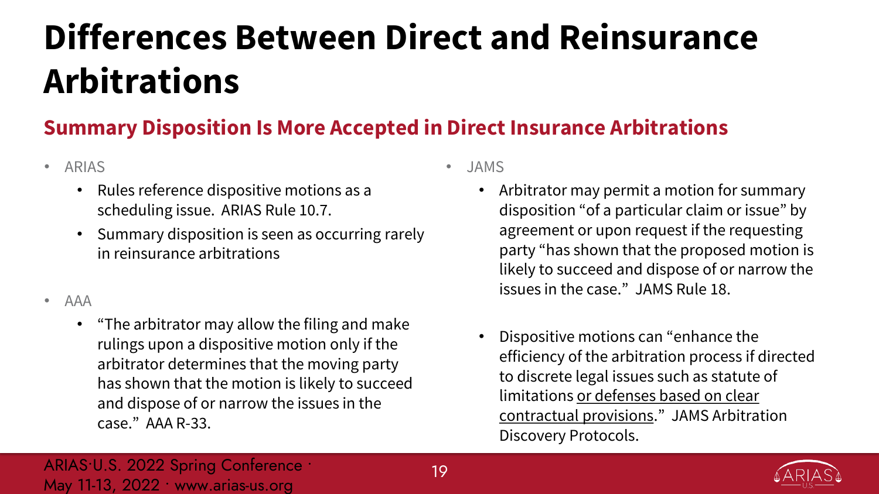# Differences Between Direct and Reinsurance Arbitrations

## Summary Disposition Is More Accepted in Direct Insurance Arbitrations

- ARIAS
  - Rules reference dispositive motions as a scheduling issue. ARIAS Rule 10.7.
  - Summary disposition is seen as occurring rarely in reinsurance arbitrations
- AAA
  - "The arbitrator may allow the filing and make rulings upon a dispositive motion only if the arbitrator determines that the moving party has shown that the motion is likely to succeed and dispose of or narrow the issues in the case." AAA R-33.
- JAMS
  - Arbitrator may permit a motion for summary disposition "of a particular claim or issue" by agreement or upon request if the requesting party "has shown that the proposed motion is likely to succeed and dispose of or narrow the issues in the case." JAMS Rule 18.
  - Dispositive motions can "enhance the efficiency of the arbitration process if directed to discrete legal issues such as statute of limitations <u>or defenses based on clear contractual provisions</u>." JAMS Arbitration Discovery Protocols.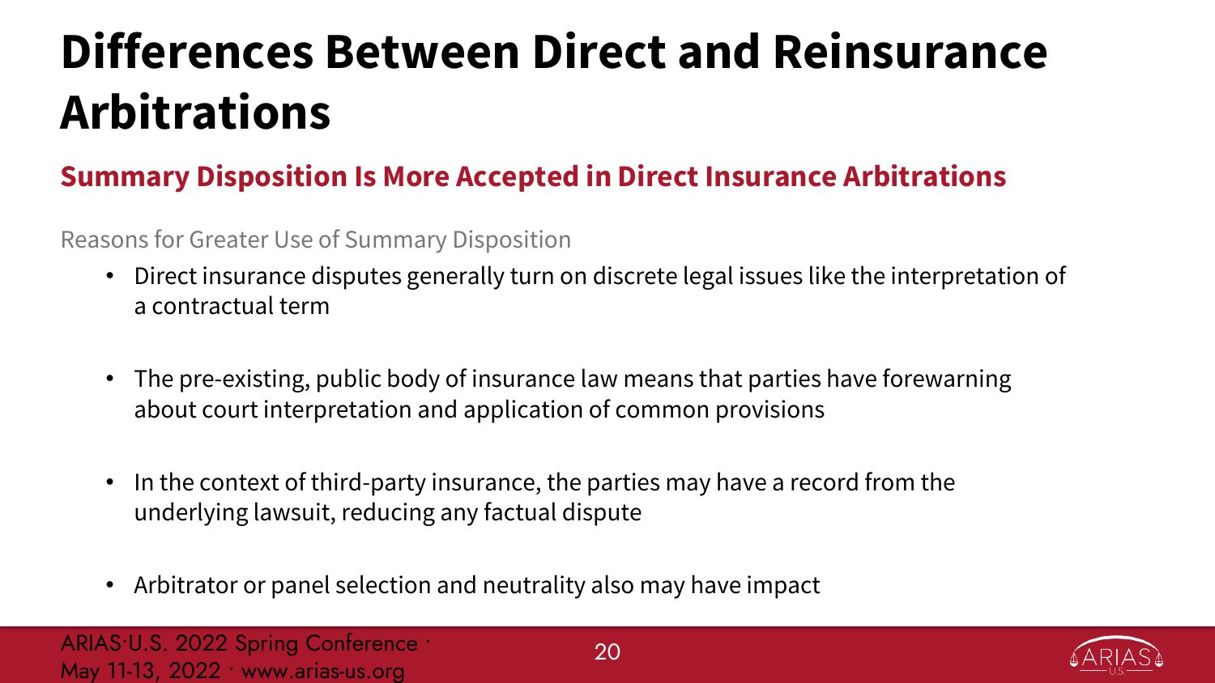# Differences Between Direct and Reinsurance Arbitrations

## Summary Disposition Is More Accepted in Direct Insurance Arbitrations

Reasons for Greater Use of Summary Disposition

- Direct insurance disputes generally turn on discrete legal issues like the interpretation of a contractual term
- The pre-existing, public body of insurance law means that parties have forewarning about court interpretation and application of common provisions
- In the context of third-party insurance, the parties may have a record from the underlying lawsuit, reducing any factual dispute
- Arbitrator or panel selection and neutrality also may have impact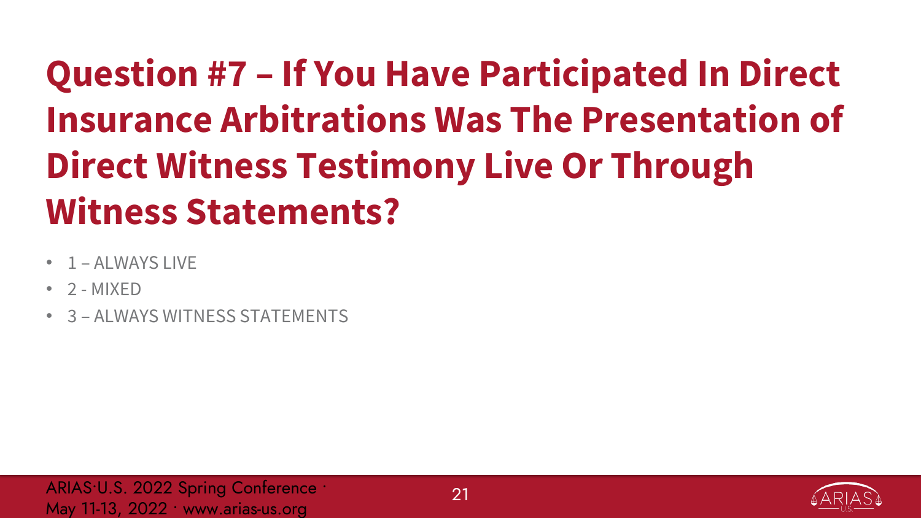# Question #7 – If You Have Participated In Direct Insurance Arbitrations Was The Presentation of Direct Witness Testimony Live Or Through Witness Statements?

- 1 – ALWAYS LIVE
- 2 - MIXED
- 3 – ALWAYS WITNESS STATEMENTS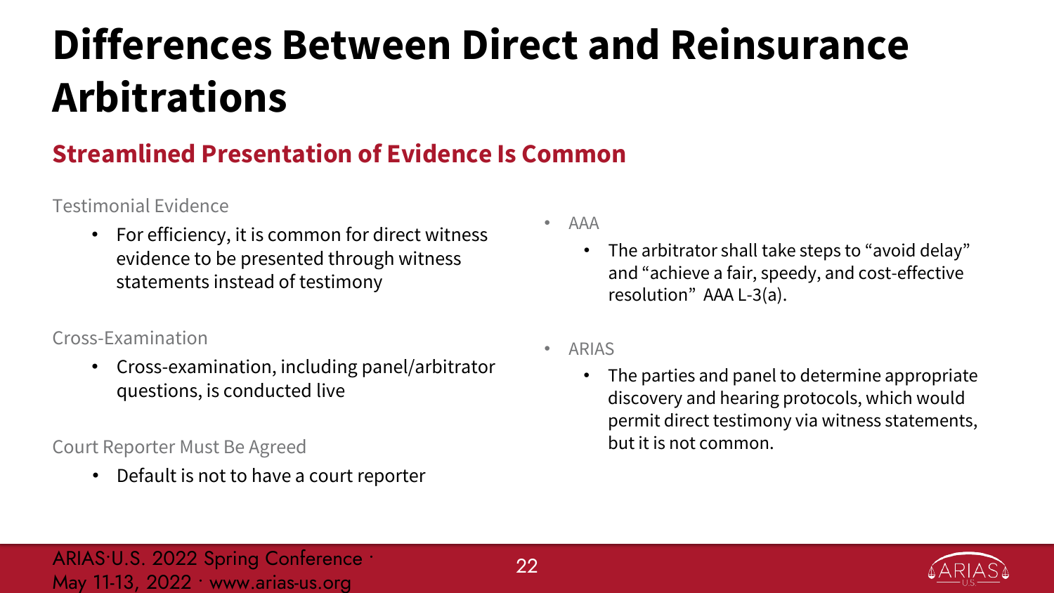# Differences Between Direct and Reinsurance Arbitrations

## Streamlined Presentation of Evidence Is Common

Testimonial Evidence

- For efficiency, it is common for direct witness evidence to be presented through witness statements instead of testimony

Cross-Examination

- Cross-examination, including panel/arbitrator questions, is conducted live

Court Reporter Must Be Agreed

- Default is not to have a court reporter

- AAA
  - The arbitrator shall take steps to "avoid delay" and "achieve a fair, speedy, and cost-effective resolution" AAA L-3(a).
- ARIAS
  - The parties and panel to determine appropriate discovery and hearing protocols, which would permit direct testimony via witness statements, but it is not common.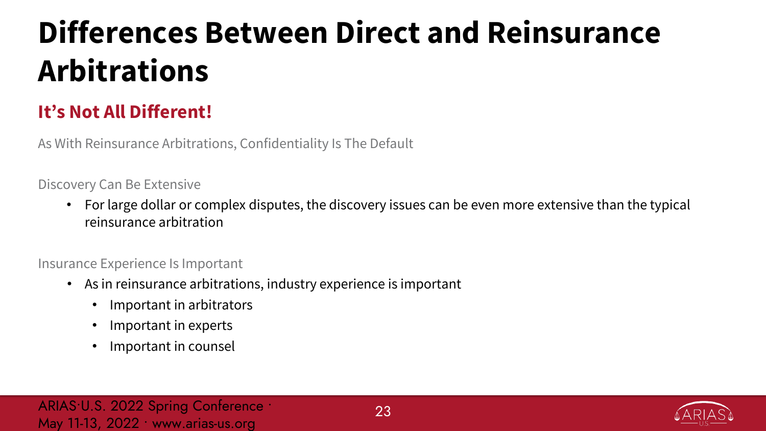# Differences Between Direct and Reinsurance Arbitrations

## It's Not All Different!

As With Reinsurance Arbitrations, Confidentiality Is The Default

Discovery Can Be Extensive

- For large dollar or complex disputes, the discovery issues can be even more extensive than the typical reinsurance arbitration

Insurance Experience Is Important

- As in reinsurance arbitrations, industry experience is important
  - Important in arbitrators
  - Important in experts
  - Important in counsel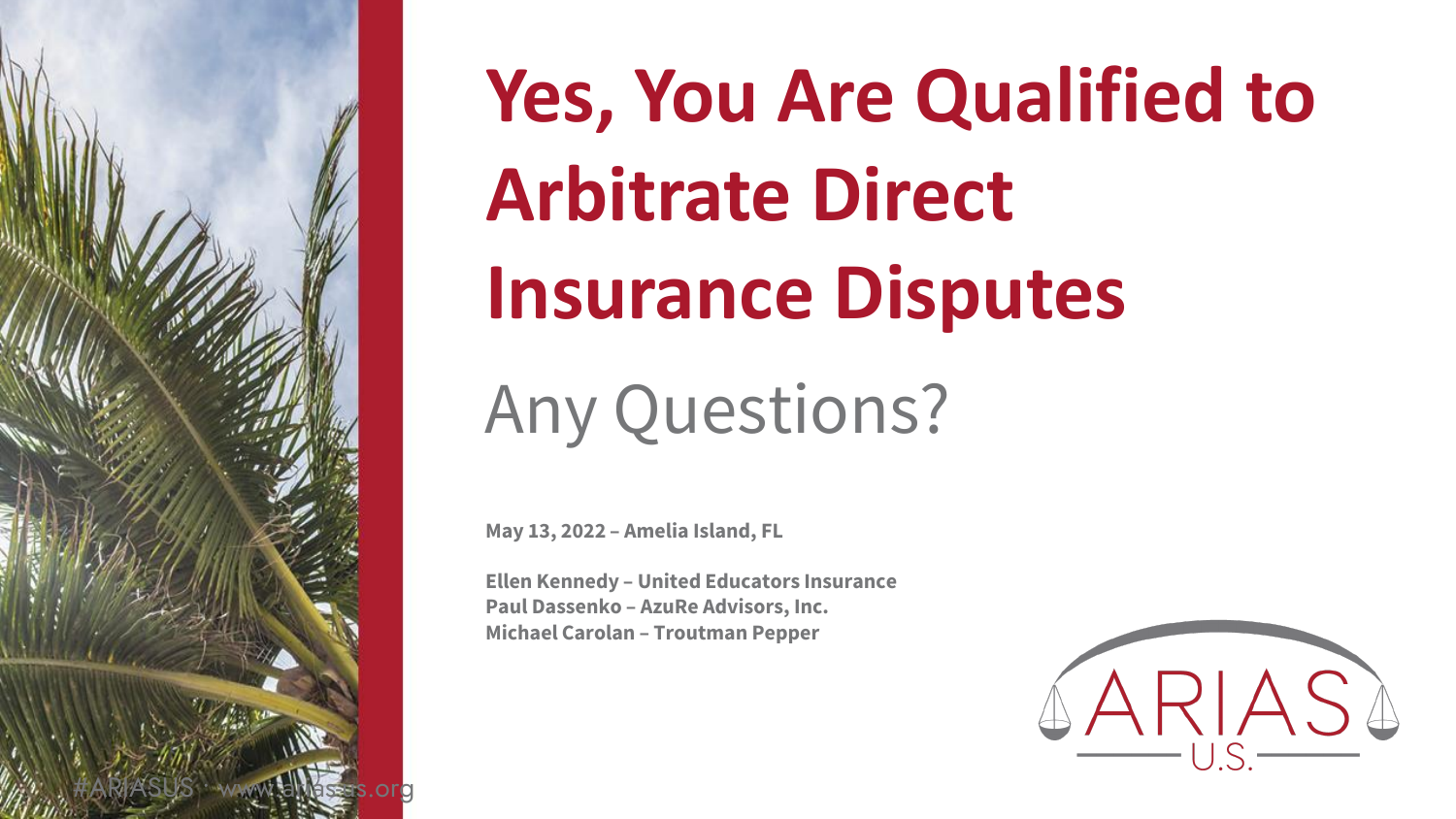# Yes, You Are Qualified to Arbitrate Direct Insurance Disputes

## Any Questions?

**May 13, 2022 – Amelia Island, FL**

**Ellen Kennedy – United Educators Insurance**
**Paul Dassenko – AzuRe Advisors, Inc.**
**Michael Carolan – Troutman Pepper**

ARIAS U.S.

#ARIASUS www.arias-us.org